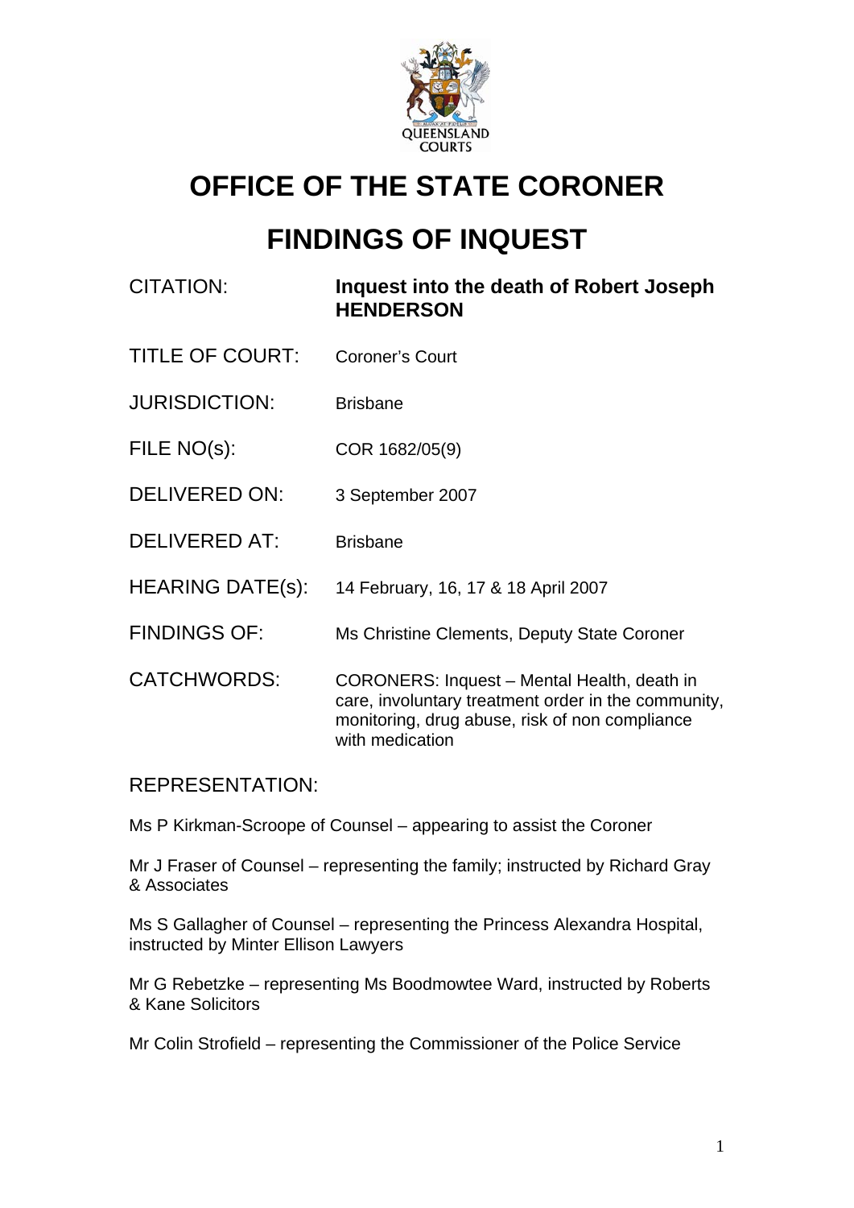# OFFICE OF THE STATE CORONER

# FINDINGS OF INQUEST

| | |
|---|---|
| CITATION: | **Inquest into the death of Robert Joseph HENDERSON** |
| TITLE OF COURT: | Coroner's Court |
| JURISDICTION: | Brisbane |
| FILE NO(s): | COR 1682/05(9) |
| DELIVERED ON: | 3 September 2007 |
| DELIVERED AT: | Brisbane |
| HEARING DATE(s): | 14 February, 16, 17 & 18 April 2007 |
| FINDINGS OF: | Ms Christine Clements, Deputy State Coroner |
| CATCHWORDS: | CORONERS: Inquest – Mental Health, death in care, involuntary treatment order in the community, monitoring, drug abuse, risk of non compliance with medication |

REPRESENTATION:

Ms P Kirkman-Scroope of Counsel – appearing to assist the Coroner

Mr J Fraser of Counsel – representing the family; instructed by Richard Gray & Associates

Ms S Gallagher of Counsel – representing the Princess Alexandra Hospital, instructed by Minter Ellison Lawyers

Mr G Rebetzke – representing Ms Boodmowtee Ward, instructed by Roberts & Kane Solicitors

Mr Colin Strofield – representing the Commissioner of the Police Service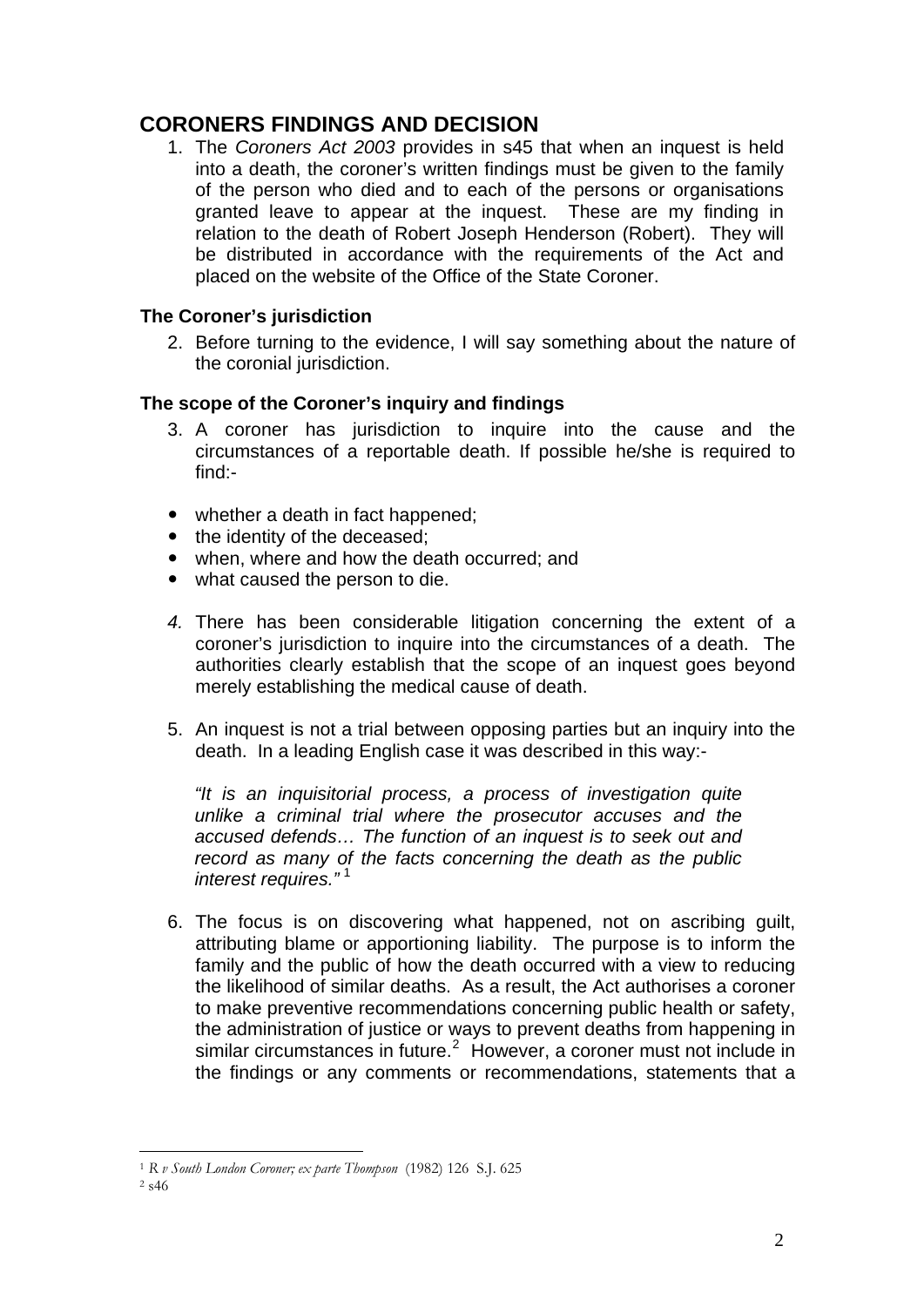## CORONERS FINDINGS AND DECISION

1. The *Coroners Act 2003* provides in s45 that when an inquest is held into a death, the coroner's written findings must be given to the family of the person who died and to each of the persons or organisations granted leave to appear at the inquest. These are my finding in relation to the death of Robert Joseph Henderson (Robert). They will be distributed in accordance with the requirements of the Act and placed on the website of the Office of the State Coroner.

### The Coroner's jurisdiction

2. Before turning to the evidence, I will say something about the nature of the coronial jurisdiction.

### The scope of the Coroner's inquiry and findings

3. A coroner has jurisdiction to inquire into the cause and the circumstances of a reportable death. If possible he/she is required to find:-

- whether a death in fact happened;
- the identity of the deceased;
- when, where and how the death occurred; and
- what caused the person to die.

4. There has been considerable litigation concerning the extent of a coroner's jurisdiction to inquire into the circumstances of a death. The authorities clearly establish that the scope of an inquest goes beyond merely establishing the medical cause of death.

5. An inquest is not a trial between opposing parties but an inquiry into the death. In a leading English case it was described in this way:-

   *"It is an inquisitorial process, a process of investigation quite unlike a criminal trial where the prosecutor accuses and the accused defends… The function of an inquest is to seek out and record as many of the facts concerning the death as the public interest requires."* [1]

6. The focus is on discovering what happened, not on ascribing guilt, attributing blame or apportioning liability. The purpose is to inform the family and the public of how the death occurred with a view to reducing the likelihood of similar deaths. As a result, the Act authorises a coroner to make preventive recommendations concerning public health or safety, the administration of justice or ways to prevent deaths from happening in similar circumstances in future.[2] However, a coroner must not include in the findings or any comments or recommendations, statements that a

---

[1] *R v South London Coroner; ex parte Thompson* (1982) 126 S.J. 625

[2] s46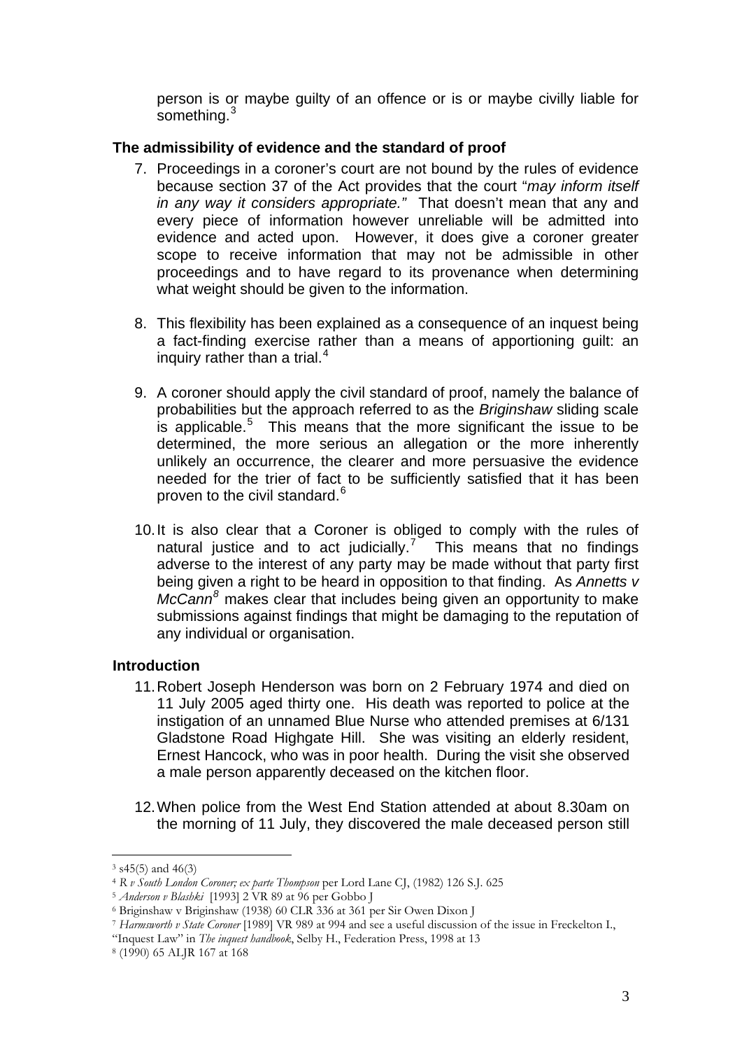person is or maybe guilty of an offence or is or maybe civilly liable for something.[3]

## The admissibility of evidence and the standard of proof

7. Proceedings in a coroner's court are not bound by the rules of evidence because section 37 of the Act provides that the court "*may inform itself in any way it considers appropriate.*" That doesn't mean that any and every piece of information however unreliable will be admitted into evidence and acted upon. However, it does give a coroner greater scope to receive information that may not be admissible in other proceedings and to have regard to its provenance when determining what weight should be given to the information.

8. This flexibility has been explained as a consequence of an inquest being a fact-finding exercise rather than a means of apportioning guilt: an inquiry rather than a trial.[4]

9. A coroner should apply the civil standard of proof, namely the balance of probabilities but the approach referred to as the *Briginshaw* sliding scale is applicable.[5] This means that the more significant the issue to be determined, the more serious an allegation or the more inherently unlikely an occurrence, the clearer and more persuasive the evidence needed for the trier of fact to be sufficiently satisfied that it has been proven to the civil standard.[6]

10. It is also clear that a Coroner is obliged to comply with the rules of natural justice and to act judicially.[7] This means that no findings adverse to the interest of any party may be made without that party first being given a right to be heard in opposition to that finding. As *Annetts v McCann*[8] makes clear that includes being given an opportunity to make submissions against findings that might be damaging to the reputation of any individual or organisation.

## Introduction

11. Robert Joseph Henderson was born on 2 February 1974 and died on 11 July 2005 aged thirty one. His death was reported to police at the instigation of an unnamed Blue Nurse who attended premises at 6/131 Gladstone Road Highgate Hill. She was visiting an elderly resident, Ernest Hancock, who was in poor health. During the visit she observed a male person apparently deceased on the kitchen floor.

12. When police from the West End Station attended at about 8.30am on the morning of 11 July, they discovered the male deceased person still

---

[3] s45(5) and 46(3)

[4] *R v South London Coroner; ex parte Thompson* per Lord Lane CJ, (1982) 126 S.J. 625

[5] *Anderson v Blashki* [1993] 2 VR 89 at 96 per Gobbo J

[6] Briginshaw v Briginshaw (1938) 60 CLR 336 at 361 per Sir Owen Dixon J

[7] *Harmsworth v State Coroner* [1989] VR 989 at 994 and see a useful discussion of the issue in Freckelton I., "Inquest Law" in *The inquest handbook*, Selby H., Federation Press, 1998 at 13

[8] (1990) 65 ALJR 167 at 168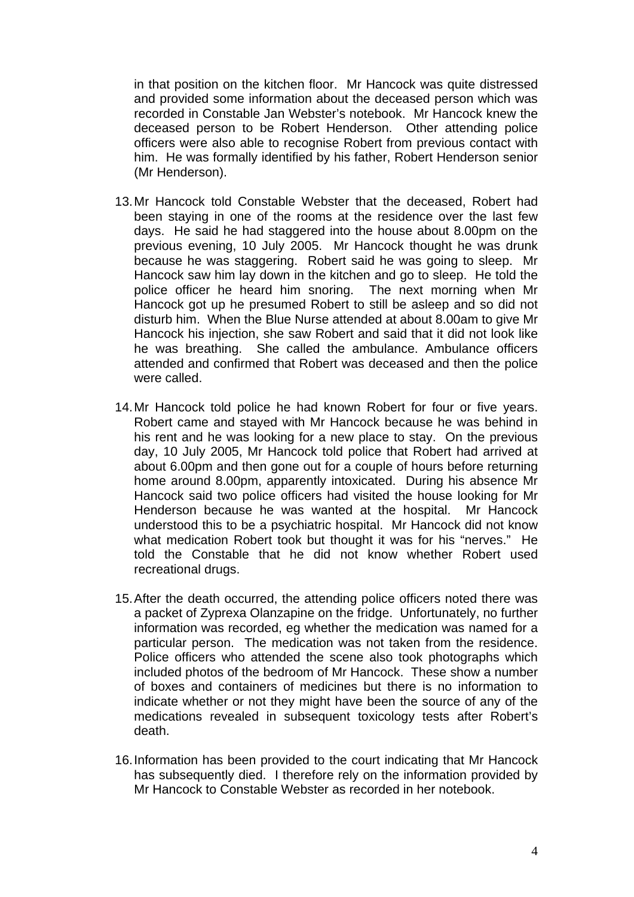in that position on the kitchen floor. Mr Hancock was quite distressed and provided some information about the deceased person which was recorded in Constable Jan Webster's notebook. Mr Hancock knew the deceased person to be Robert Henderson. Other attending police officers were also able to recognise Robert from previous contact with him. He was formally identified by his father, Robert Henderson senior (Mr Henderson).

13. Mr Hancock told Constable Webster that the deceased, Robert had been staying in one of the rooms at the residence over the last few days. He said he had staggered into the house about 8.00pm on the previous evening, 10 July 2005. Mr Hancock thought he was drunk because he was staggering. Robert said he was going to sleep. Mr Hancock saw him lay down in the kitchen and go to sleep. He told the police officer he heard him snoring. The next morning when Mr Hancock got up he presumed Robert to still be asleep and so did not disturb him. When the Blue Nurse attended at about 8.00am to give Mr Hancock his injection, she saw Robert and said that it did not look like he was breathing. She called the ambulance. Ambulance officers attended and confirmed that Robert was deceased and then the police were called.

14. Mr Hancock told police he had known Robert for four or five years. Robert came and stayed with Mr Hancock because he was behind in his rent and he was looking for a new place to stay. On the previous day, 10 July 2005, Mr Hancock told police that Robert had arrived at about 6.00pm and then gone out for a couple of hours before returning home around 8.00pm, apparently intoxicated. During his absence Mr Hancock said two police officers had visited the house looking for Mr Henderson because he was wanted at the hospital. Mr Hancock understood this to be a psychiatric hospital. Mr Hancock did not know what medication Robert took but thought it was for his "nerves." He told the Constable that he did not know whether Robert used recreational drugs.

15. After the death occurred, the attending police officers noted there was a packet of Zyprexa Olanzapine on the fridge. Unfortunately, no further information was recorded, eg whether the medication was named for a particular person. The medication was not taken from the residence. Police officers who attended the scene also took photographs which included photos of the bedroom of Mr Hancock. These show a number of boxes and containers of medicines but there is no information to indicate whether or not they might have been the source of any of the medications revealed in subsequent toxicology tests after Robert's death.

16. Information has been provided to the court indicating that Mr Hancock has subsequently died. I therefore rely on the information provided by Mr Hancock to Constable Webster as recorded in her notebook.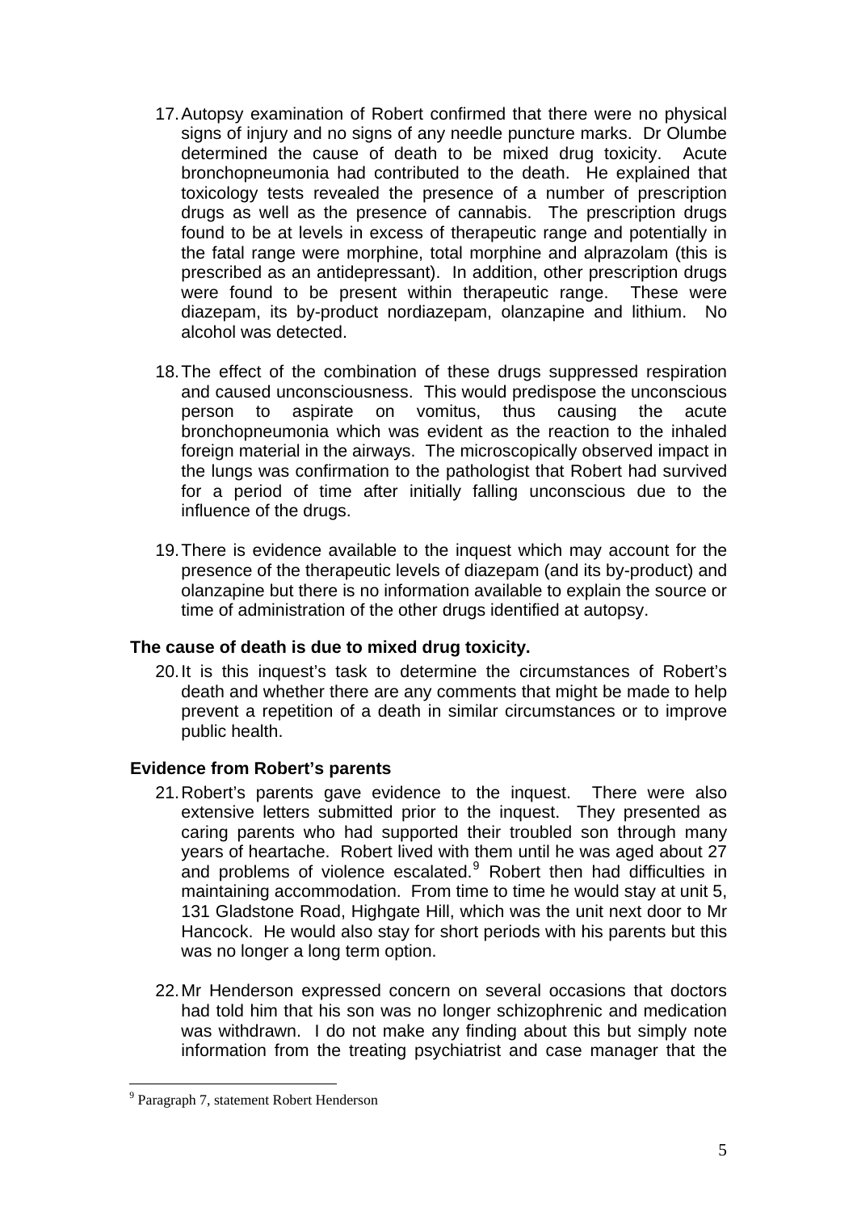17. Autopsy examination of Robert confirmed that there were no physical signs of injury and no signs of any needle puncture marks. Dr Olumbe determined the cause of death to be mixed drug toxicity. Acute bronchopneumonia had contributed to the death. He explained that toxicology tests revealed the presence of a number of prescription drugs as well as the presence of cannabis. The prescription drugs found to be at levels in excess of therapeutic range and potentially in the fatal range were morphine, total morphine and alprazolam (this is prescribed as an antidepressant). In addition, other prescription drugs were found to be present within therapeutic range. These were diazepam, its by-product nordiazepam, olanzapine and lithium. No alcohol was detected.

18. The effect of the combination of these drugs suppressed respiration and caused unconsciousness. This would predispose the unconscious person to aspirate on vomitus, thus causing the acute bronchopneumonia which was evident as the reaction to the inhaled foreign material in the airways. The microscopically observed impact in the lungs was confirmation to the pathologist that Robert had survived for a period of time after initially falling unconscious due to the influence of the drugs.

19. There is evidence available to the inquest which may account for the presence of the therapeutic levels of diazepam (and its by-product) and olanzapine but there is no information available to explain the source or time of administration of the other drugs identified at autopsy.

**The cause of death is due to mixed drug toxicity.**

20. It is this inquest's task to determine the circumstances of Robert's death and whether there are any comments that might be made to help prevent a repetition of a death in similar circumstances or to improve public health.

**Evidence from Robert's parents**

21. Robert's parents gave evidence to the inquest. There were also extensive letters submitted prior to the inquest. They presented as caring parents who had supported their troubled son through many years of heartache. Robert lived with them until he was aged about 27 and problems of violence escalated.[9] Robert then had difficulties in maintaining accommodation. From time to time he would stay at unit 5, 131 Gladstone Road, Highgate Hill, which was the unit next door to Mr Hancock. He would also stay for short periods with his parents but this was no longer a long term option.

22. Mr Henderson expressed concern on several occasions that doctors had told him that his son was no longer schizophrenic and medication was withdrawn. I do not make any finding about this but simply note information from the treating psychiatrist and case manager that the

[9] Paragraph 7, statement Robert Henderson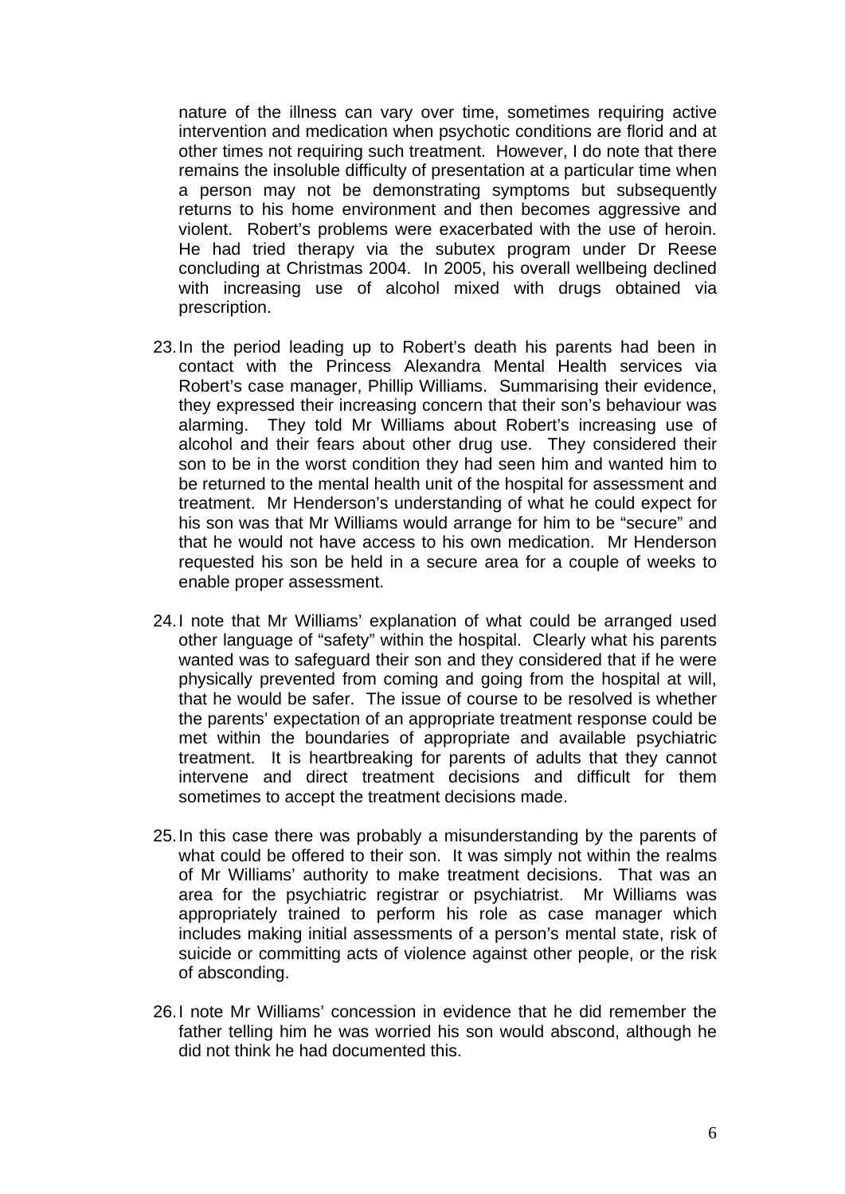nature of the illness can vary over time, sometimes requiring active intervention and medication when psychotic conditions are florid and at other times not requiring such treatment. However, I do note that there remains the insoluble difficulty of presentation at a particular time when a person may not be demonstrating symptoms but subsequently returns to his home environment and then becomes aggressive and violent. Robert's problems were exacerbated with the use of heroin. He had tried therapy via the subutex program under Dr Reese concluding at Christmas 2004. In 2005, his overall wellbeing declined with increasing use of alcohol mixed with drugs obtained via prescription.

23. In the period leading up to Robert's death his parents had been in contact with the Princess Alexandra Mental Health services via Robert's case manager, Phillip Williams. Summarising their evidence, they expressed their increasing concern that their son's behaviour was alarming. They told Mr Williams about Robert's increasing use of alcohol and their fears about other drug use. They considered their son to be in the worst condition they had seen him and wanted him to be returned to the mental health unit of the hospital for assessment and treatment. Mr Henderson's understanding of what he could expect for his son was that Mr Williams would arrange for him to be "secure" and that he would not have access to his own medication. Mr Henderson requested his son be held in a secure area for a couple of weeks to enable proper assessment.

24. I note that Mr Williams' explanation of what could be arranged used other language of "safety" within the hospital. Clearly what his parents wanted was to safeguard their son and they considered that if he were physically prevented from coming and going from the hospital at will, that he would be safer. The issue of course to be resolved is whether the parents' expectation of an appropriate treatment response could be met within the boundaries of appropriate and available psychiatric treatment. It is heartbreaking for parents of adults that they cannot intervene and direct treatment decisions and difficult for them sometimes to accept the treatment decisions made.

25. In this case there was probably a misunderstanding by the parents of what could be offered to their son. It was simply not within the realms of Mr Williams' authority to make treatment decisions. That was an area for the psychiatric registrar or psychiatrist. Mr Williams was appropriately trained to perform his role as case manager which includes making initial assessments of a person's mental state, risk of suicide or committing acts of violence against other people, or the risk of absconding.

26. I note Mr Williams' concession in evidence that he did remember the father telling him he was worried his son would abscond, although he did not think he had documented this.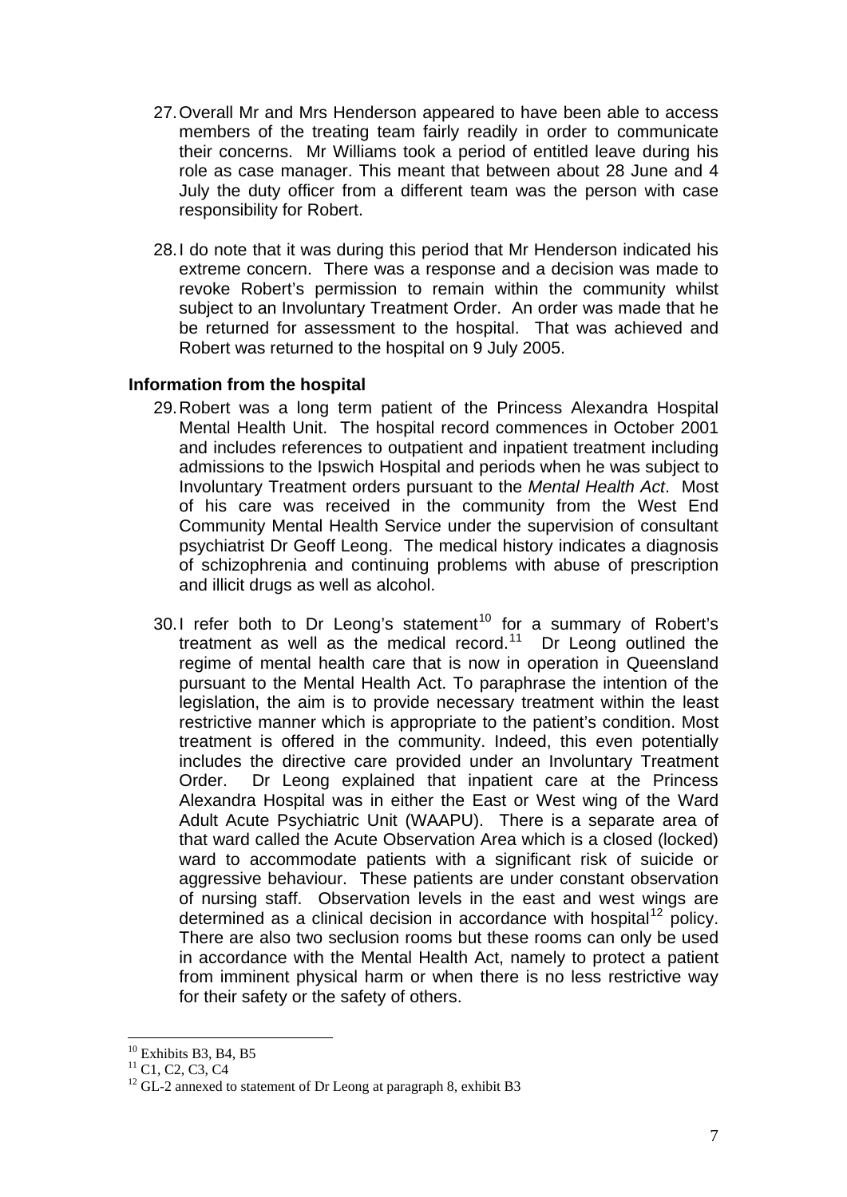27. Overall Mr and Mrs Henderson appeared to have been able to access members of the treating team fairly readily in order to communicate their concerns. Mr Williams took a period of entitled leave during his role as case manager. This meant that between about 28 June and 4 July the duty officer from a different team was the person with case responsibility for Robert.

28. I do note that it was during this period that Mr Henderson indicated his extreme concern. There was a response and a decision was made to revoke Robert's permission to remain within the community whilst subject to an Involuntary Treatment Order. An order was made that he be returned for assessment to the hospital. That was achieved and Robert was returned to the hospital on 9 July 2005.

**Information from the hospital**

29. Robert was a long term patient of the Princess Alexandra Hospital Mental Health Unit. The hospital record commences in October 2001 and includes references to outpatient and inpatient treatment including admissions to the Ipswich Hospital and periods when he was subject to Involuntary Treatment orders pursuant to the *Mental Health Act*. Most of his care was received in the community from the West End Community Mental Health Service under the supervision of consultant psychiatrist Dr Geoff Leong. The medical history indicates a diagnosis of schizophrenia and continuing problems with abuse of prescription and illicit drugs as well as alcohol.

30. I refer both to Dr Leong's statement[10] for a summary of Robert's treatment as well as the medical record.[11] Dr Leong outlined the regime of mental health care that is now in operation in Queensland pursuant to the Mental Health Act. To paraphrase the intention of the legislation, the aim is to provide necessary treatment within the least restrictive manner which is appropriate to the patient's condition. Most treatment is offered in the community. Indeed, this even potentially includes the directive care provided under an Involuntary Treatment Order. Dr Leong explained that inpatient care at the Princess Alexandra Hospital was in either the East or West wing of the Ward Adult Acute Psychiatric Unit (WAAPU). There is a separate area of that ward called the Acute Observation Area which is a closed (locked) ward to accommodate patients with a significant risk of suicide or aggressive behaviour. These patients are under constant observation of nursing staff. Observation levels in the east and west wings are determined as a clinical decision in accordance with hospital[12] policy. There are also two seclusion rooms but these rooms can only be used in accordance with the Mental Health Act, namely to protect a patient from imminent physical harm or when there is no less restrictive way for their safety or the safety of others.

---

[10] Exhibits B3, B4, B5

[11] C1, C2, C3, C4

[12] GL-2 annexed to statement of Dr Leong at paragraph 8, exhibit B3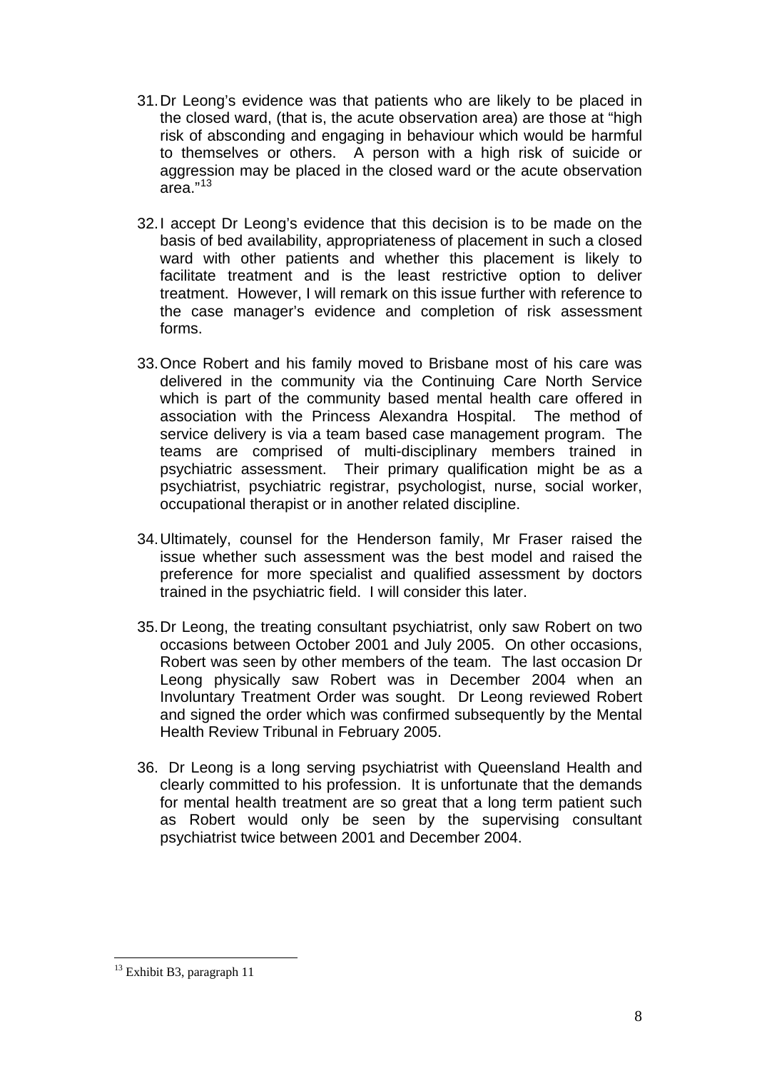31. Dr Leong's evidence was that patients who are likely to be placed in the closed ward, (that is, the acute observation area) are those at "high risk of absconding and engaging in behaviour which would be harmful to themselves or others. A person with a high risk of suicide or aggression may be placed in the closed ward or the acute observation area."[13]

32. I accept Dr Leong's evidence that this decision is to be made on the basis of bed availability, appropriateness of placement in such a closed ward with other patients and whether this placement is likely to facilitate treatment and is the least restrictive option to deliver treatment. However, I will remark on this issue further with reference to the case manager's evidence and completion of risk assessment forms.

33. Once Robert and his family moved to Brisbane most of his care was delivered in the community via the Continuing Care North Service which is part of the community based mental health care offered in association with the Princess Alexandra Hospital. The method of service delivery is via a team based case management program. The teams are comprised of multi-disciplinary members trained in psychiatric assessment. Their primary qualification might be as a psychiatrist, psychiatric registrar, psychologist, nurse, social worker, occupational therapist or in another related discipline.

34. Ultimately, counsel for the Henderson family, Mr Fraser raised the issue whether such assessment was the best model and raised the preference for more specialist and qualified assessment by doctors trained in the psychiatric field. I will consider this later.

35. Dr Leong, the treating consultant psychiatrist, only saw Robert on two occasions between October 2001 and July 2005. On other occasions, Robert was seen by other members of the team. The last occasion Dr Leong physically saw Robert was in December 2004 when an Involuntary Treatment Order was sought. Dr Leong reviewed Robert and signed the order which was confirmed subsequently by the Mental Health Review Tribunal in February 2005.

36. Dr Leong is a long serving psychiatrist with Queensland Health and clearly committed to his profession. It is unfortunate that the demands for mental health treatment are so great that a long term patient such as Robert would only be seen by the supervising consultant psychiatrist twice between 2001 and December 2004.

---

[13] Exhibit B3, paragraph 11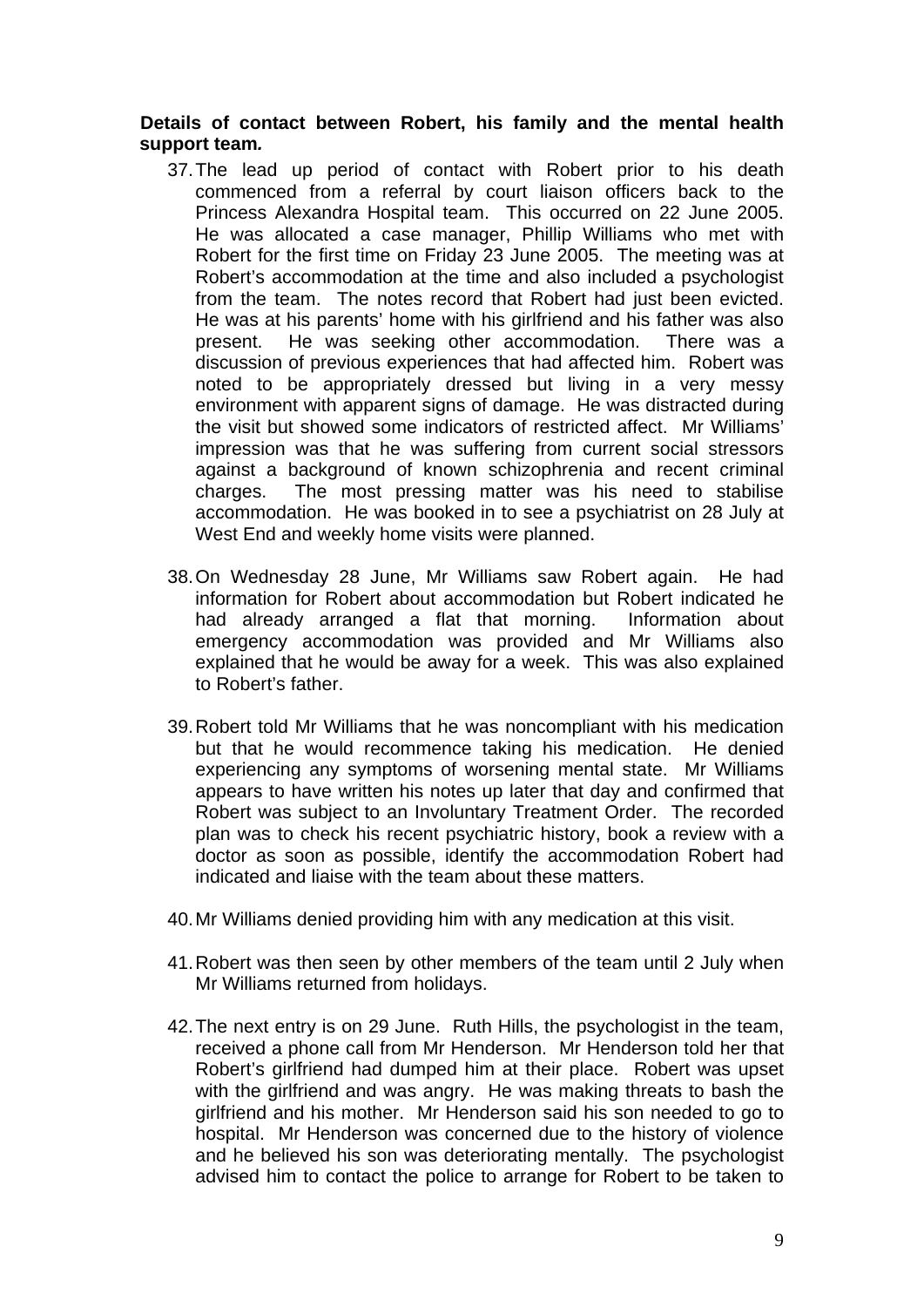**Details of contact between Robert, his family and the mental health support team.**

37. The lead up period of contact with Robert prior to his death commenced from a referral by court liaison officers back to the Princess Alexandra Hospital team. This occurred on 22 June 2005. He was allocated a case manager, Phillip Williams who met with Robert for the first time on Friday 23 June 2005. The meeting was at Robert's accommodation at the time and also included a psychologist from the team. The notes record that Robert had just been evicted. He was at his parents' home with his girlfriend and his father was also present. He was seeking other accommodation. There was a discussion of previous experiences that had affected him. Robert was noted to be appropriately dressed but living in a very messy environment with apparent signs of damage. He was distracted during the visit but showed some indicators of restricted affect. Mr Williams' impression was that he was suffering from current social stressors against a background of known schizophrenia and recent criminal charges. The most pressing matter was his need to stabilise accommodation. He was booked in to see a psychiatrist on 28 July at West End and weekly home visits were planned.

38. On Wednesday 28 June, Mr Williams saw Robert again. He had information for Robert about accommodation but Robert indicated he had already arranged a flat that morning. Information about emergency accommodation was provided and Mr Williams also explained that he would be away for a week. This was also explained to Robert's father.

39. Robert told Mr Williams that he was noncompliant with his medication but that he would recommence taking his medication. He denied experiencing any symptoms of worsening mental state. Mr Williams appears to have written his notes up later that day and confirmed that Robert was subject to an Involuntary Treatment Order. The recorded plan was to check his recent psychiatric history, book a review with a doctor as soon as possible, identify the accommodation Robert had indicated and liaise with the team about these matters.

40. Mr Williams denied providing him with any medication at this visit.

41. Robert was then seen by other members of the team until 2 July when Mr Williams returned from holidays.

42. The next entry is on 29 June. Ruth Hills, the psychologist in the team, received a phone call from Mr Henderson. Mr Henderson told her that Robert's girlfriend had dumped him at their place. Robert was upset with the girlfriend and was angry. He was making threats to bash the girlfriend and his mother. Mr Henderson said his son needed to go to hospital. Mr Henderson was concerned due to the history of violence and he believed his son was deteriorating mentally. The psychologist advised him to contact the police to arrange for Robert to be taken to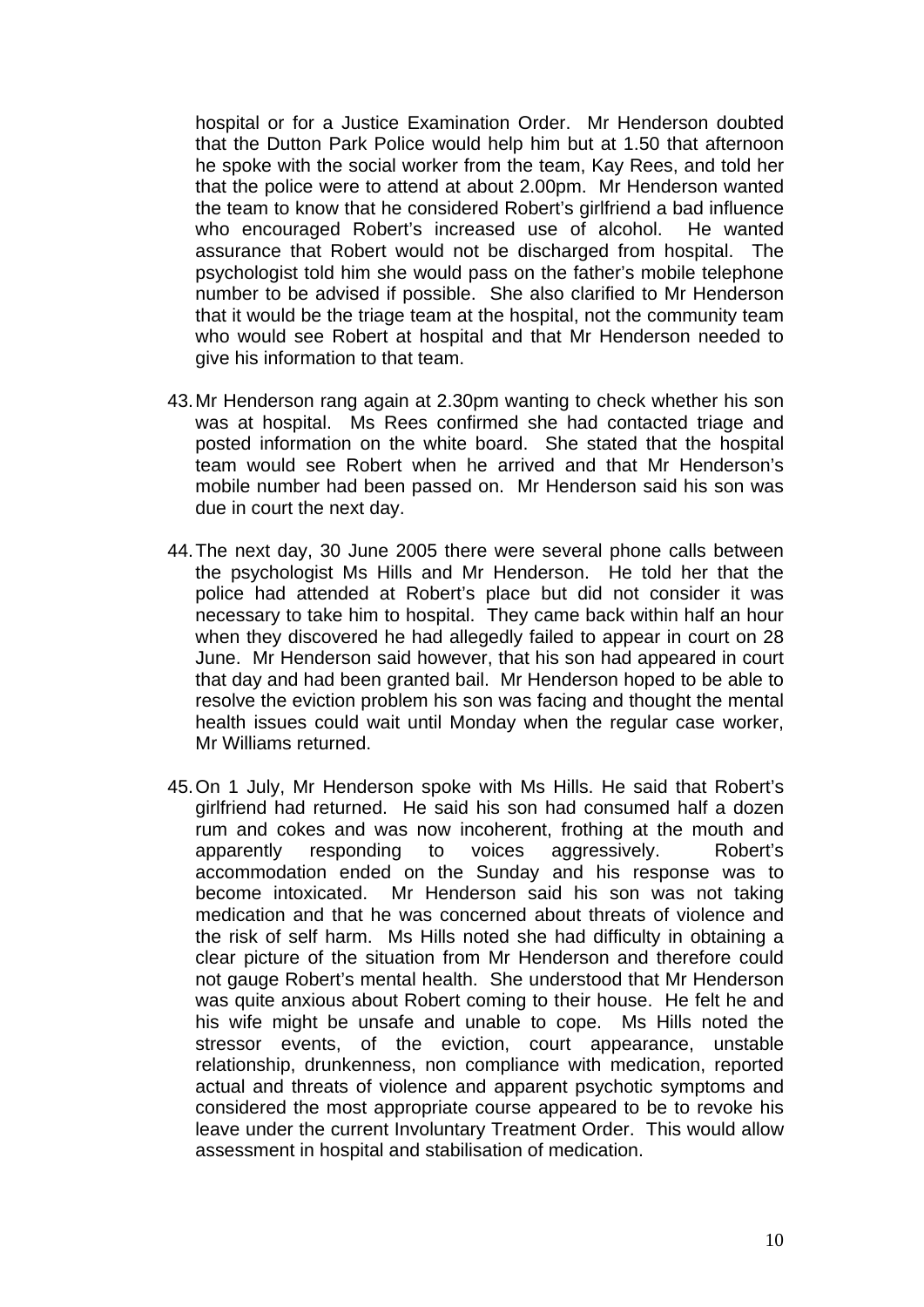hospital or for a Justice Examination Order. Mr Henderson doubted that the Dutton Park Police would help him but at 1.50 that afternoon he spoke with the social worker from the team, Kay Rees, and told her that the police were to attend at about 2.00pm. Mr Henderson wanted the team to know that he considered Robert's girlfriend a bad influence who encouraged Robert's increased use of alcohol. He wanted assurance that Robert would not be discharged from hospital. The psychologist told him she would pass on the father's mobile telephone number to be advised if possible. She also clarified to Mr Henderson that it would be the triage team at the hospital, not the community team who would see Robert at hospital and that Mr Henderson needed to give his information to that team.

43. Mr Henderson rang again at 2.30pm wanting to check whether his son was at hospital. Ms Rees confirmed she had contacted triage and posted information on the white board. She stated that the hospital team would see Robert when he arrived and that Mr Henderson's mobile number had been passed on. Mr Henderson said his son was due in court the next day.

44. The next day, 30 June 2005 there were several phone calls between the psychologist Ms Hills and Mr Henderson. He told her that the police had attended at Robert's place but did not consider it was necessary to take him to hospital. They came back within half an hour when they discovered he had allegedly failed to appear in court on 28 June. Mr Henderson said however, that his son had appeared in court that day and had been granted bail. Mr Henderson hoped to be able to resolve the eviction problem his son was facing and thought the mental health issues could wait until Monday when the regular case worker, Mr Williams returned.

45. On 1 July, Mr Henderson spoke with Ms Hills. He said that Robert's girlfriend had returned. He said his son had consumed half a dozen rum and cokes and was now incoherent, frothing at the mouth and apparently responding to voices aggressively. Robert's accommodation ended on the Sunday and his response was to become intoxicated. Mr Henderson said his son was not taking medication and that he was concerned about threats of violence and the risk of self harm. Ms Hills noted she had difficulty in obtaining a clear picture of the situation from Mr Henderson and therefore could not gauge Robert's mental health. She understood that Mr Henderson was quite anxious about Robert coming to their house. He felt he and his wife might be unsafe and unable to cope. Ms Hills noted the stressor events, of the eviction, court appearance, unstable relationship, drunkenness, non compliance with medication, reported actual and threats of violence and apparent psychotic symptoms and considered the most appropriate course appeared to be to revoke his leave under the current Involuntary Treatment Order. This would allow assessment in hospital and stabilisation of medication.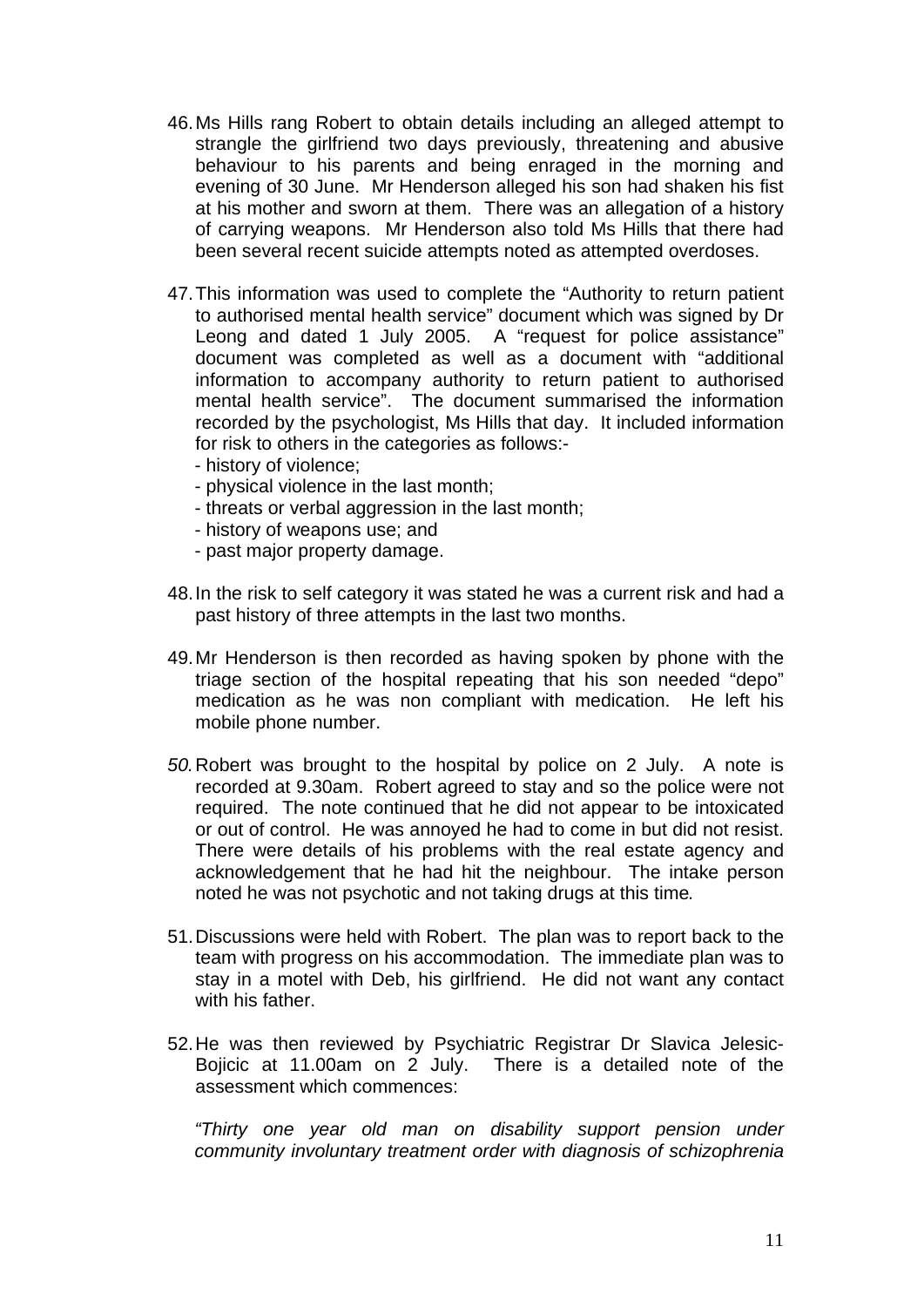46. Ms Hills rang Robert to obtain details including an alleged attempt to strangle the girlfriend two days previously, threatening and abusive behaviour to his parents and being enraged in the morning and evening of 30 June. Mr Henderson alleged his son had shaken his fist at his mother and sworn at them. There was an allegation of a history of carrying weapons. Mr Henderson also told Ms Hills that there had been several recent suicide attempts noted as attempted overdoses.

47. This information was used to complete the "Authority to return patient to authorised mental health service" document which was signed by Dr Leong and dated 1 July 2005. A "request for police assistance" document was completed as well as a document with "additional information to accompany authority to return patient to authorised mental health service". The document summarised the information recorded by the psychologist, Ms Hills that day. It included information for risk to others in the categories as follows:-
    - history of violence;
    - physical violence in the last month;
    - threats or verbal aggression in the last month;
    - history of weapons use; and
    - past major property damage.

48. In the risk to self category it was stated he was a current risk and had a past history of three attempts in the last two months.

49. Mr Henderson is then recorded as having spoken by phone with the triage section of the hospital repeating that his son needed "depo" medication as he was non compliant with medication. He left his mobile phone number.

50. Robert was brought to the hospital by police on 2 July. A note is recorded at 9.30am. Robert agreed to stay and so the police were not required. The note continued that he did not appear to be intoxicated or out of control. He was annoyed he had to come in but did not resist. There were details of his problems with the real estate agency and acknowledgement that he had hit the neighbour. The intake person noted he was not psychotic and not taking drugs at this time.

51. Discussions were held with Robert. The plan was to report back to the team with progress on his accommodation. The immediate plan was to stay in a motel with Deb, his girlfriend. He did not want any contact with his father.

52. He was then reviewed by Psychiatric Registrar Dr Slavica Jelesic-Bojicic at 11.00am on 2 July. There is a detailed note of the assessment which commences:

    *"Thirty one year old man on disability support pension under community involuntary treatment order with diagnosis of schizophrenia*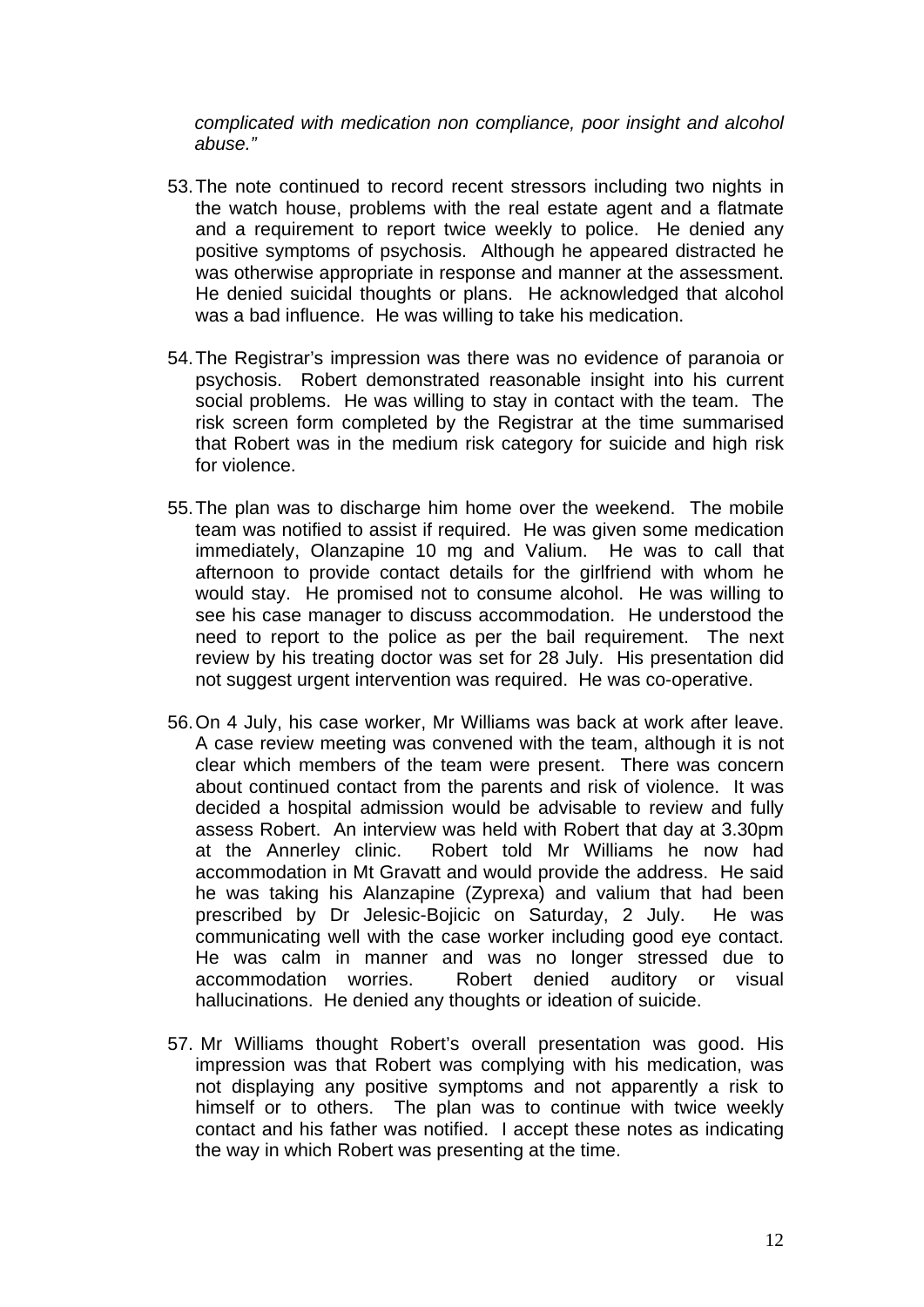*complicated with medication non compliance, poor insight and alcohol abuse."*

53. The note continued to record recent stressors including two nights in the watch house, problems with the real estate agent and a flatmate and a requirement to report twice weekly to police. He denied any positive symptoms of psychosis. Although he appeared distracted he was otherwise appropriate in response and manner at the assessment. He denied suicidal thoughts or plans. He acknowledged that alcohol was a bad influence. He was willing to take his medication.

54. The Registrar's impression was there was no evidence of paranoia or psychosis. Robert demonstrated reasonable insight into his current social problems. He was willing to stay in contact with the team. The risk screen form completed by the Registrar at the time summarised that Robert was in the medium risk category for suicide and high risk for violence.

55. The plan was to discharge him home over the weekend. The mobile team was notified to assist if required. He was given some medication immediately, Olanzapine 10 mg and Valium. He was to call that afternoon to provide contact details for the girlfriend with whom he would stay. He promised not to consume alcohol. He was willing to see his case manager to discuss accommodation. He understood the need to report to the police as per the bail requirement. The next review by his treating doctor was set for 28 July. His presentation did not suggest urgent intervention was required. He was co-operative.

56. On 4 July, his case worker, Mr Williams was back at work after leave. A case review meeting was convened with the team, although it is not clear which members of the team were present. There was concern about continued contact from the parents and risk of violence. It was decided a hospital admission would be advisable to review and fully assess Robert. An interview was held with Robert that day at 3.30pm at the Annerley clinic. Robert told Mr Williams he now had accommodation in Mt Gravatt and would provide the address. He said he was taking his Alanzapine (Zyprexa) and valium that had been prescribed by Dr Jelesic-Bojicic on Saturday, 2 July. He was communicating well with the case worker including good eye contact. He was calm in manner and was no longer stressed due to accommodation worries. Robert denied auditory or visual hallucinations. He denied any thoughts or ideation of suicide.

57. Mr Williams thought Robert's overall presentation was good. His impression was that Robert was complying with his medication, was not displaying any positive symptoms and not apparently a risk to himself or to others. The plan was to continue with twice weekly contact and his father was notified. I accept these notes as indicating the way in which Robert was presenting at the time.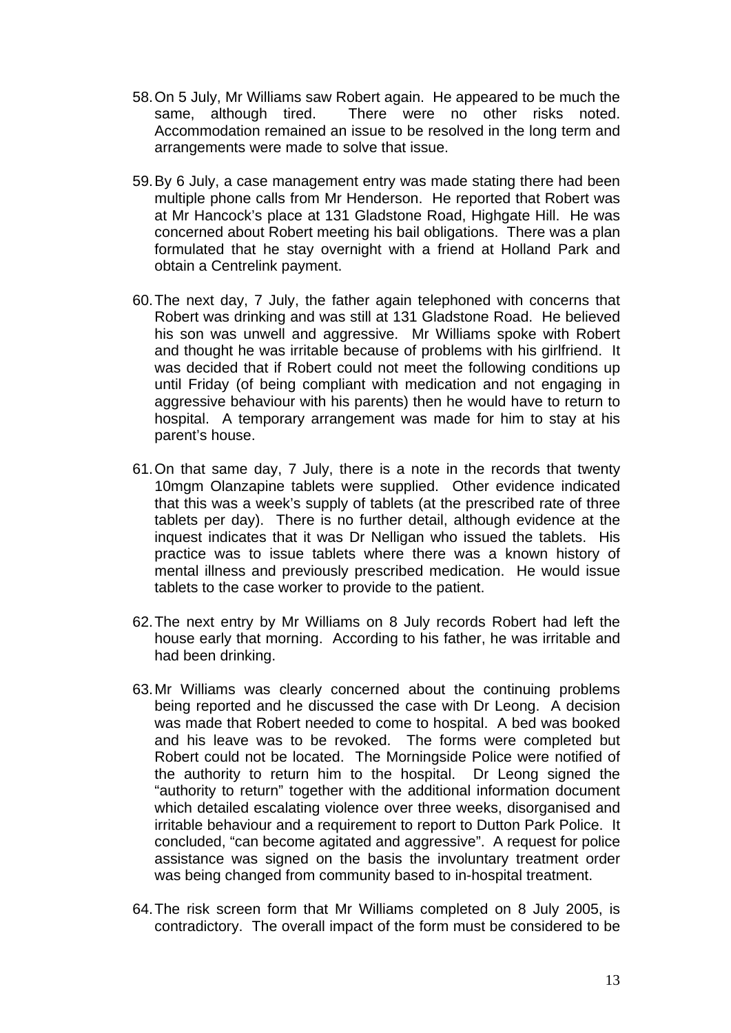58. On 5 July, Mr Williams saw Robert again. He appeared to be much the same, although tired. There were no other risks noted. Accommodation remained an issue to be resolved in the long term and arrangements were made to solve that issue.

59. By 6 July, a case management entry was made stating there had been multiple phone calls from Mr Henderson. He reported that Robert was at Mr Hancock's place at 131 Gladstone Road, Highgate Hill. He was concerned about Robert meeting his bail obligations. There was a plan formulated that he stay overnight with a friend at Holland Park and obtain a Centrelink payment.

60. The next day, 7 July, the father again telephoned with concerns that Robert was drinking and was still at 131 Gladstone Road. He believed his son was unwell and aggressive. Mr Williams spoke with Robert and thought he was irritable because of problems with his girlfriend. It was decided that if Robert could not meet the following conditions up until Friday (of being compliant with medication and not engaging in aggressive behaviour with his parents) then he would have to return to hospital. A temporary arrangement was made for him to stay at his parent's house.

61. On that same day, 7 July, there is a note in the records that twenty 10mgm Olanzapine tablets were supplied. Other evidence indicated that this was a week's supply of tablets (at the prescribed rate of three tablets per day). There is no further detail, although evidence at the inquest indicates that it was Dr Nelligan who issued the tablets. His practice was to issue tablets where there was a known history of mental illness and previously prescribed medication. He would issue tablets to the case worker to provide to the patient.

62. The next entry by Mr Williams on 8 July records Robert had left the house early that morning. According to his father, he was irritable and had been drinking.

63. Mr Williams was clearly concerned about the continuing problems being reported and he discussed the case with Dr Leong. A decision was made that Robert needed to come to hospital. A bed was booked and his leave was to be revoked. The forms were completed but Robert could not be located. The Morningside Police were notified of the authority to return him to the hospital. Dr Leong signed the "authority to return" together with the additional information document which detailed escalating violence over three weeks, disorganised and irritable behaviour and a requirement to report to Dutton Park Police. It concluded, "can become agitated and aggressive". A request for police assistance was signed on the basis the involuntary treatment order was being changed from community based to in-hospital treatment.

64. The risk screen form that Mr Williams completed on 8 July 2005, is contradictory. The overall impact of the form must be considered to be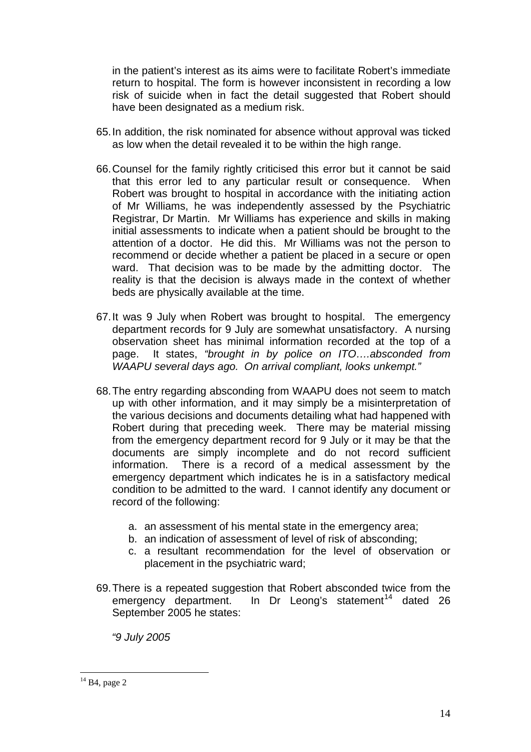in the patient's interest as its aims were to facilitate Robert's immediate return to hospital. The form is however inconsistent in recording a low risk of suicide when in fact the detail suggested that Robert should have been designated as a medium risk.

65. In addition, the risk nominated for absence without approval was ticked as low when the detail revealed it to be within the high range.

66. Counsel for the family rightly criticised this error but it cannot be said that this error led to any particular result or consequence. When Robert was brought to hospital in accordance with the initiating action of Mr Williams, he was independently assessed by the Psychiatric Registrar, Dr Martin. Mr Williams has experience and skills in making initial assessments to indicate when a patient should be brought to the attention of a doctor. He did this. Mr Williams was not the person to recommend or decide whether a patient be placed in a secure or open ward. That decision was to be made by the admitting doctor. The reality is that the decision is always made in the context of whether beds are physically available at the time.

67. It was 9 July when Robert was brought to hospital. The emergency department records for 9 July are somewhat unsatisfactory. A nursing observation sheet has minimal information recorded at the top of a page. It states, *"brought in by police on ITO….absconded from WAAPU several days ago. On arrival compliant, looks unkempt."*

68. The entry regarding absconding from WAAPU does not seem to match up with other information, and it may simply be a misinterpretation of the various decisions and documents detailing what had happened with Robert during that preceding week. There may be material missing from the emergency department record for 9 July or it may be that the documents are simply incomplete and do not record sufficient information. There is a record of a medical assessment by the emergency department which indicates he is in a satisfactory medical condition to be admitted to the ward. I cannot identify any document or record of the following:

    a. an assessment of his mental state in the emergency area;
    b. an indication of assessment of level of risk of absconding;
    c. a resultant recommendation for the level of observation or placement in the psychiatric ward;

69. There is a repeated suggestion that Robert absconded twice from the emergency department. In Dr Leong's statement[14] dated 26 September 2005 he states:

    *"9 July 2005*

[14] B4, page 2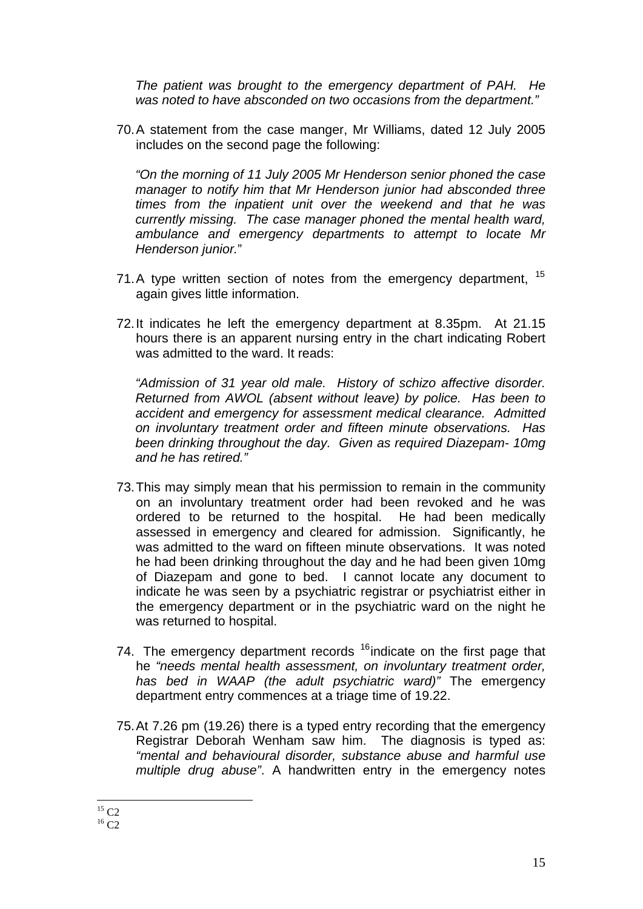*The patient was brought to the emergency department of PAH. He was noted to have absconded on two occasions from the department."*

70. A statement from the case manger, Mr Williams, dated 12 July 2005 includes on the second page the following:

    *"On the morning of 11 July 2005 Mr Henderson senior phoned the case manager to notify him that Mr Henderson junior had absconded three times from the inpatient unit over the weekend and that he was currently missing. The case manager phoned the mental health ward, ambulance and emergency departments to attempt to locate Mr Henderson junior.*"

71. A type written section of notes from the emergency department, [15] again gives little information.

72. It indicates he left the emergency department at 8.35pm. At 21.15 hours there is an apparent nursing entry in the chart indicating Robert was admitted to the ward. It reads:

    *"Admission of 31 year old male. History of schizo affective disorder. Returned from AWOL (absent without leave) by police. Has been to accident and emergency for assessment medical clearance. Admitted on involuntary treatment order and fifteen minute observations. Has been drinking throughout the day. Given as required Diazepam- 10mg and he has retired."*

73. This may simply mean that his permission to remain in the community on an involuntary treatment order had been revoked and he was ordered to be returned to the hospital. He had been medically assessed in emergency and cleared for admission. Significantly, he was admitted to the ward on fifteen minute observations. It was noted he had been drinking throughout the day and he had been given 10mg of Diazepam and gone to bed. I cannot locate any document to indicate he was seen by a psychiatric registrar or psychiatrist either in the emergency department or in the psychiatric ward on the night he was returned to hospital.

74. The emergency department records [16] indicate on the first page that he *"needs mental health assessment, on involuntary treatment order, has bed in WAAP (the adult psychiatric ward)"* The emergency department entry commences at a triage time of 19.22.

75. At 7.26 pm (19.26) there is a typed entry recording that the emergency Registrar Deborah Wenham saw him. The diagnosis is typed as: *"mental and behavioural disorder, substance abuse and harmful use multiple drug abuse"*. A handwritten entry in the emergency notes

---

[15] C2

[16] C2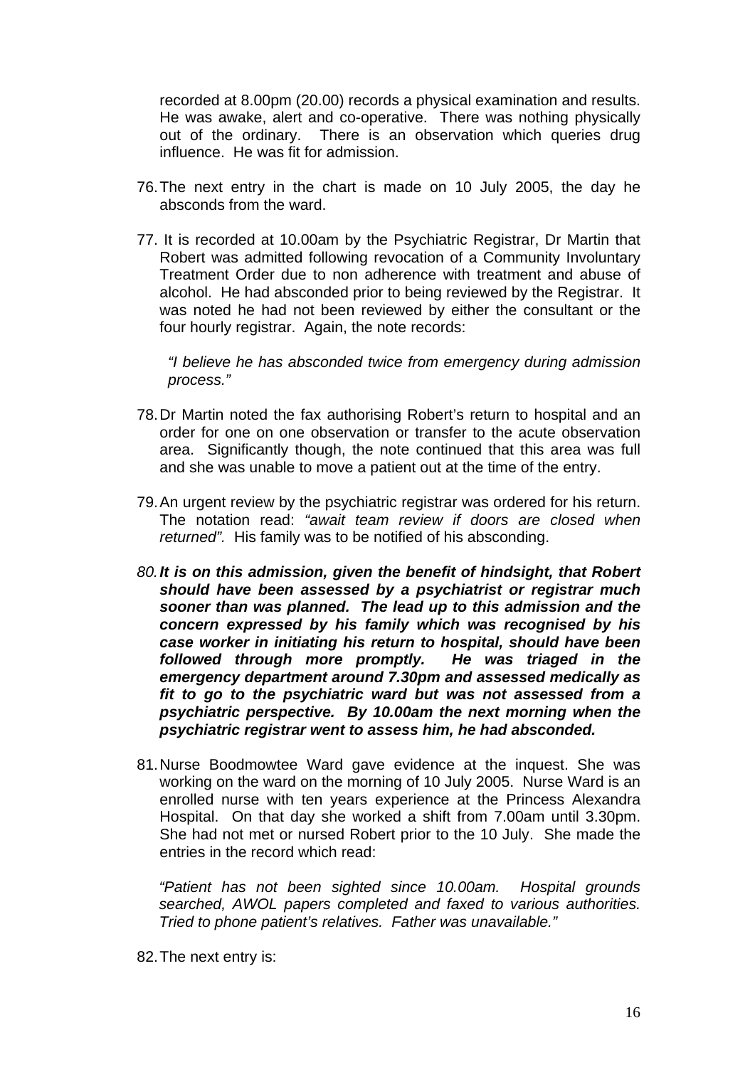recorded at 8.00pm (20.00) records a physical examination and results. He was awake, alert and co-operative. There was nothing physically out of the ordinary. There is an observation which queries drug influence. He was fit for admission.

76. The next entry in the chart is made on 10 July 2005, the day he absconds from the ward.

77. It is recorded at 10.00am by the Psychiatric Registrar, Dr Martin that Robert was admitted following revocation of a Community Involuntary Treatment Order due to non adherence with treatment and abuse of alcohol. He had absconded prior to being reviewed by the Registrar. It was noted he had not been reviewed by either the consultant or the four hourly registrar. Again, the note records:

   *"I believe he has absconded twice from emergency during admission process."*

78. Dr Martin noted the fax authorising Robert's return to hospital and an order for one on one observation or transfer to the acute observation area. Significantly though, the note continued that this area was full and she was unable to move a patient out at the time of the entry.

79. An urgent review by the psychiatric registrar was ordered for his return. The notation read: *"await team review if doors are closed when returned"*. His family was to be notified of his absconding.

80. ***It is on this admission, given the benefit of hindsight, that Robert should have been assessed by a psychiatrist or registrar much sooner than was planned. The lead up to this admission and the concern expressed by his family which was recognised by his case worker in initiating his return to hospital, should have been followed through more promptly. He was triaged in the emergency department around 7.30pm and assessed medically as fit to go to the psychiatric ward but was not assessed from a psychiatric perspective. By 10.00am the next morning when the psychiatric registrar went to assess him, he had absconded.***

81. Nurse Boodmowtee Ward gave evidence at the inquest. She was working on the ward on the morning of 10 July 2005. Nurse Ward is an enrolled nurse with ten years experience at the Princess Alexandra Hospital. On that day she worked a shift from 7.00am until 3.30pm. She had not met or nursed Robert prior to the 10 July. She made the entries in the record which read:

   *"Patient has not been sighted since 10.00am. Hospital grounds searched, AWOL papers completed and faxed to various authorities. Tried to phone patient's relatives. Father was unavailable."*

82. The next entry is: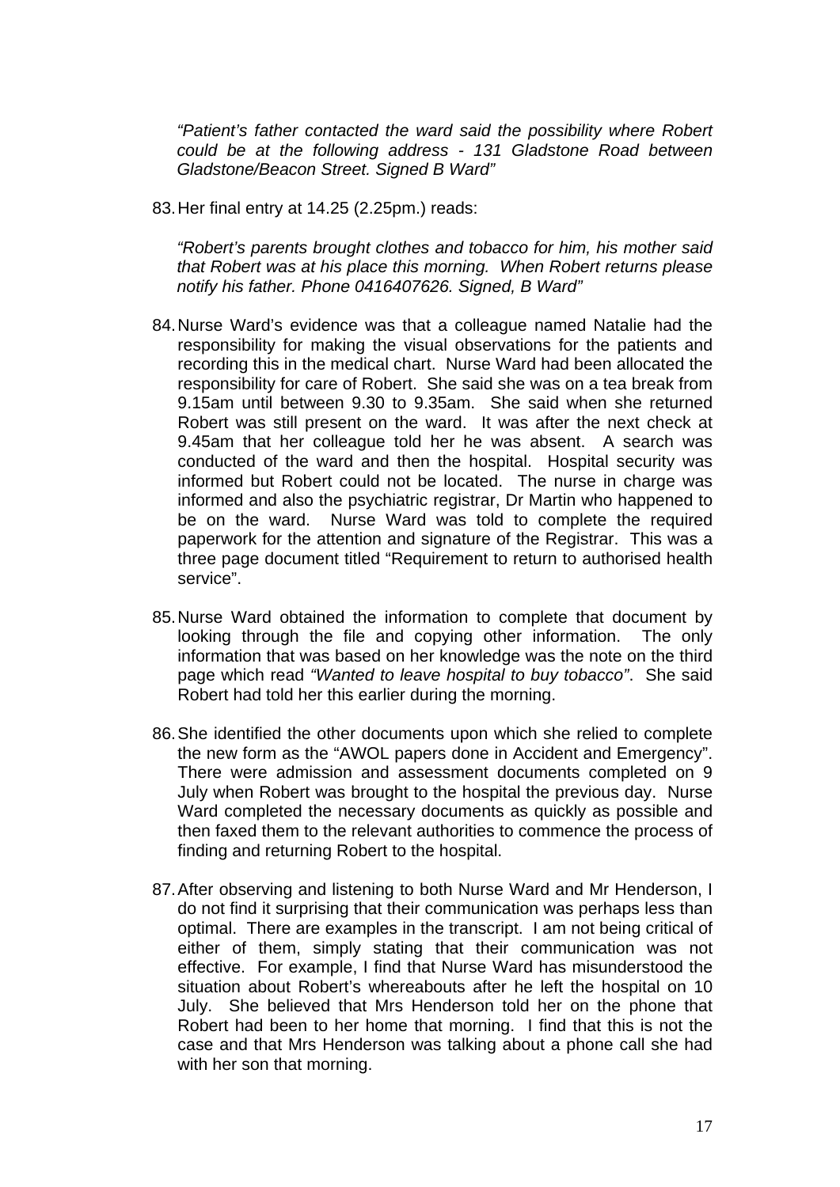*"Patient's father contacted the ward said the possibility where Robert could be at the following address - 131 Gladstone Road between Gladstone/Beacon Street. Signed B Ward"*

83. Her final entry at 14.25 (2.25pm.) reads:

*"Robert's parents brought clothes and tobacco for him, his mother said that Robert was at his place this morning. When Robert returns please notify his father. Phone 0416407626. Signed, B Ward"*

84. Nurse Ward's evidence was that a colleague named Natalie had the responsibility for making the visual observations for the patients and recording this in the medical chart. Nurse Ward had been allocated the responsibility for care of Robert. She said she was on a tea break from 9.15am until between 9.30 to 9.35am. She said when she returned Robert was still present on the ward. It was after the next check at 9.45am that her colleague told her he was absent. A search was conducted of the ward and then the hospital. Hospital security was informed but Robert could not be located. The nurse in charge was informed and also the psychiatric registrar, Dr Martin who happened to be on the ward. Nurse Ward was told to complete the required paperwork for the attention and signature of the Registrar. This was a three page document titled "Requirement to return to authorised health service".

85. Nurse Ward obtained the information to complete that document by looking through the file and copying other information. The only information that was based on her knowledge was the note on the third page which read *"Wanted to leave hospital to buy tobacco"*. She said Robert had told her this earlier during the morning.

86. She identified the other documents upon which she relied to complete the new form as the "AWOL papers done in Accident and Emergency". There were admission and assessment documents completed on 9 July when Robert was brought to the hospital the previous day. Nurse Ward completed the necessary documents as quickly as possible and then faxed them to the relevant authorities to commence the process of finding and returning Robert to the hospital.

87. After observing and listening to both Nurse Ward and Mr Henderson, I do not find it surprising that their communication was perhaps less than optimal. There are examples in the transcript. I am not being critical of either of them, simply stating that their communication was not effective. For example, I find that Nurse Ward has misunderstood the situation about Robert's whereabouts after he left the hospital on 10 July. She believed that Mrs Henderson told her on the phone that Robert had been to her home that morning. I find that this is not the case and that Mrs Henderson was talking about a phone call she had with her son that morning.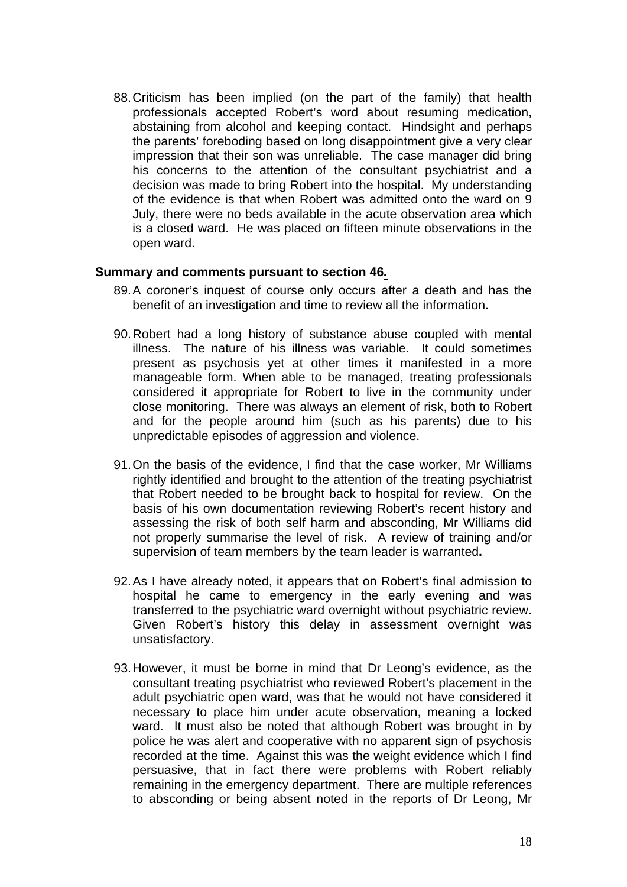88. Criticism has been implied (on the part of the family) that health professionals accepted Robert's word about resuming medication, abstaining from alcohol and keeping contact. Hindsight and perhaps the parents' foreboding based on long disappointment give a very clear impression that their son was unreliable. The case manager did bring his concerns to the attention of the consultant psychiatrist and a decision was made to bring Robert into the hospital. My understanding of the evidence is that when Robert was admitted onto the ward on 9 July, there were no beds available in the acute observation area which is a closed ward. He was placed on fifteen minute observations in the open ward.

**Summary and comments pursuant to section 46.**

89. A coroner's inquest of course only occurs after a death and has the benefit of an investigation and time to review all the information.

90. Robert had a long history of substance abuse coupled with mental illness. The nature of his illness was variable. It could sometimes present as psychosis yet at other times it manifested in a more manageable form. When able to be managed, treating professionals considered it appropriate for Robert to live in the community under close monitoring. There was always an element of risk, both to Robert and for the people around him (such as his parents) due to his unpredictable episodes of aggression and violence.

91. On the basis of the evidence, I find that the case worker, Mr Williams rightly identified and brought to the attention of the treating psychiatrist that Robert needed to be brought back to hospital for review. On the basis of his own documentation reviewing Robert's recent history and assessing the risk of both self harm and absconding, Mr Williams did not properly summarise the level of risk. A review of training and/or supervision of team members by the team leader is warranted**.**

92. As I have already noted, it appears that on Robert's final admission to hospital he came to emergency in the early evening and was transferred to the psychiatric ward overnight without psychiatric review. Given Robert's history this delay in assessment overnight was unsatisfactory.

93. However, it must be borne in mind that Dr Leong's evidence, as the consultant treating psychiatrist who reviewed Robert's placement in the adult psychiatric open ward, was that he would not have considered it necessary to place him under acute observation, meaning a locked ward. It must also be noted that although Robert was brought in by police he was alert and cooperative with no apparent sign of psychosis recorded at the time. Against this was the weight evidence which I find persuasive, that in fact there were problems with Robert reliably remaining in the emergency department. There are multiple references to absconding or being absent noted in the reports of Dr Leong, Mr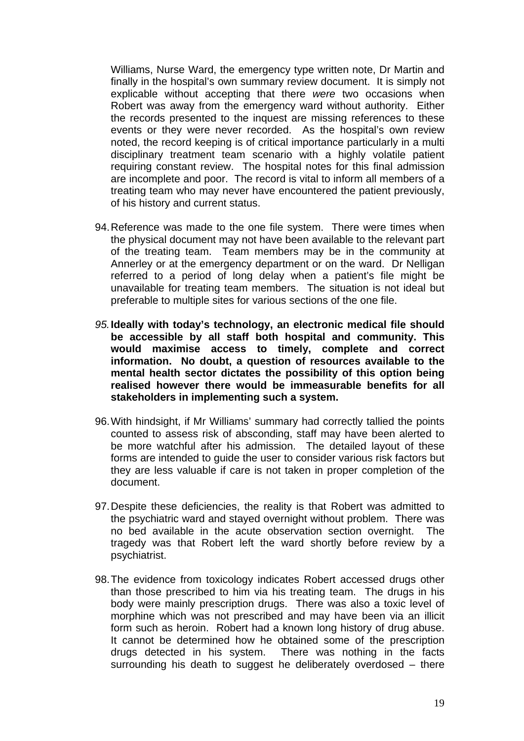Williams, Nurse Ward, the emergency type written note, Dr Martin and finally in the hospital's own summary review document. It is simply not explicable without accepting that there *were* two occasions when Robert was away from the emergency ward without authority. Either the records presented to the inquest are missing references to these events or they were never recorded. As the hospital's own review noted, the record keeping is of critical importance particularly in a multi disciplinary treatment team scenario with a highly volatile patient requiring constant review. The hospital notes for this final admission are incomplete and poor. The record is vital to inform all members of a treating team who may never have encountered the patient previously, of his history and current status.

94. Reference was made to the one file system. There were times when the physical document may not have been available to the relevant part of the treating team. Team members may be in the community at Annerley or at the emergency department or on the ward. Dr Nelligan referred to a period of long delay when a patient's file might be unavailable for treating team members. The situation is not ideal but preferable to multiple sites for various sections of the one file.

95. **Ideally with today's technology, an electronic medical file should be accessible by all staff both hospital and community. This would maximise access to timely, complete and correct information. No doubt, a question of resources available to the mental health sector dictates the possibility of this option being realised however there would be immeasurable benefits for all stakeholders in implementing such a system.**

96. With hindsight, if Mr Williams' summary had correctly tallied the points counted to assess risk of absconding, staff may have been alerted to be more watchful after his admission. The detailed layout of these forms are intended to guide the user to consider various risk factors but they are less valuable if care is not taken in proper completion of the document.

97. Despite these deficiencies, the reality is that Robert was admitted to the psychiatric ward and stayed overnight without problem. There was no bed available in the acute observation section overnight. The tragedy was that Robert left the ward shortly before review by a psychiatrist.

98. The evidence from toxicology indicates Robert accessed drugs other than those prescribed to him via his treating team. The drugs in his body were mainly prescription drugs. There was also a toxic level of morphine which was not prescribed and may have been via an illicit form such as heroin. Robert had a known long history of drug abuse. It cannot be determined how he obtained some of the prescription drugs detected in his system. There was nothing in the facts surrounding his death to suggest he deliberately overdosed – there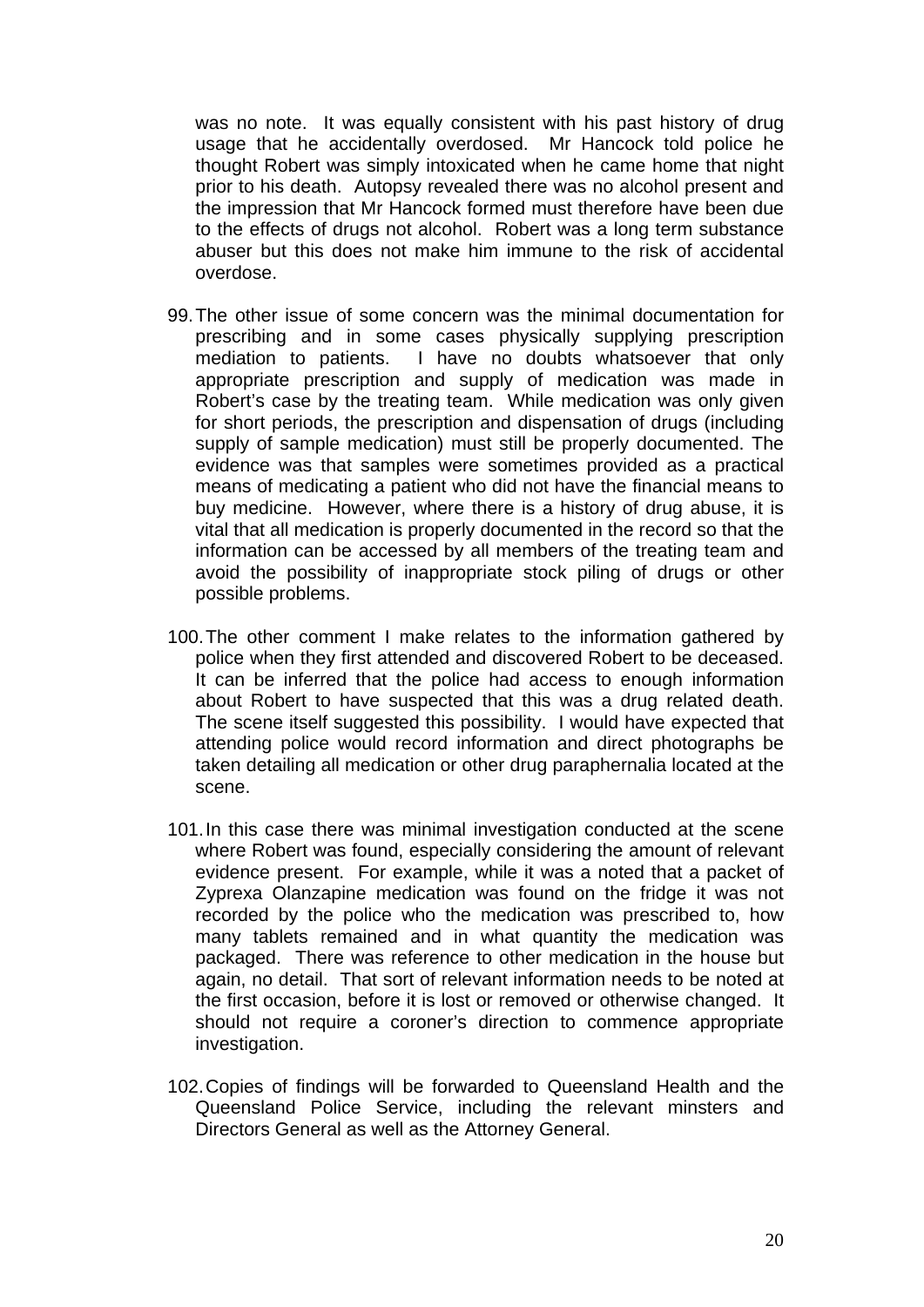was no note. It was equally consistent with his past history of drug usage that he accidentally overdosed. Mr Hancock told police he thought Robert was simply intoxicated when he came home that night prior to his death. Autopsy revealed there was no alcohol present and the impression that Mr Hancock formed must therefore have been due to the effects of drugs not alcohol. Robert was a long term substance abuser but this does not make him immune to the risk of accidental overdose.

99. The other issue of some concern was the minimal documentation for prescribing and in some cases physically supplying prescription mediation to patients. I have no doubts whatsoever that only appropriate prescription and supply of medication was made in Robert's case by the treating team. While medication was only given for short periods, the prescription and dispensation of drugs (including supply of sample medication) must still be properly documented. The evidence was that samples were sometimes provided as a practical means of medicating a patient who did not have the financial means to buy medicine. However, where there is a history of drug abuse, it is vital that all medication is properly documented in the record so that the information can be accessed by all members of the treating team and avoid the possibility of inappropriate stock piling of drugs or other possible problems.

100. The other comment I make relates to the information gathered by police when they first attended and discovered Robert to be deceased. It can be inferred that the police had access to enough information about Robert to have suspected that this was a drug related death. The scene itself suggested this possibility. I would have expected that attending police would record information and direct photographs be taken detailing all medication or other drug paraphernalia located at the scene.

101. In this case there was minimal investigation conducted at the scene where Robert was found, especially considering the amount of relevant evidence present. For example, while it was a noted that a packet of Zyprexa Olanzapine medication was found on the fridge it was not recorded by the police who the medication was prescribed to, how many tablets remained and in what quantity the medication was packaged. There was reference to other medication in the house but again, no detail. That sort of relevant information needs to be noted at the first occasion, before it is lost or removed or otherwise changed. It should not require a coroner's direction to commence appropriate investigation.

102. Copies of findings will be forwarded to Queensland Health and the Queensland Police Service, including the relevant minsters and Directors General as well as the Attorney General.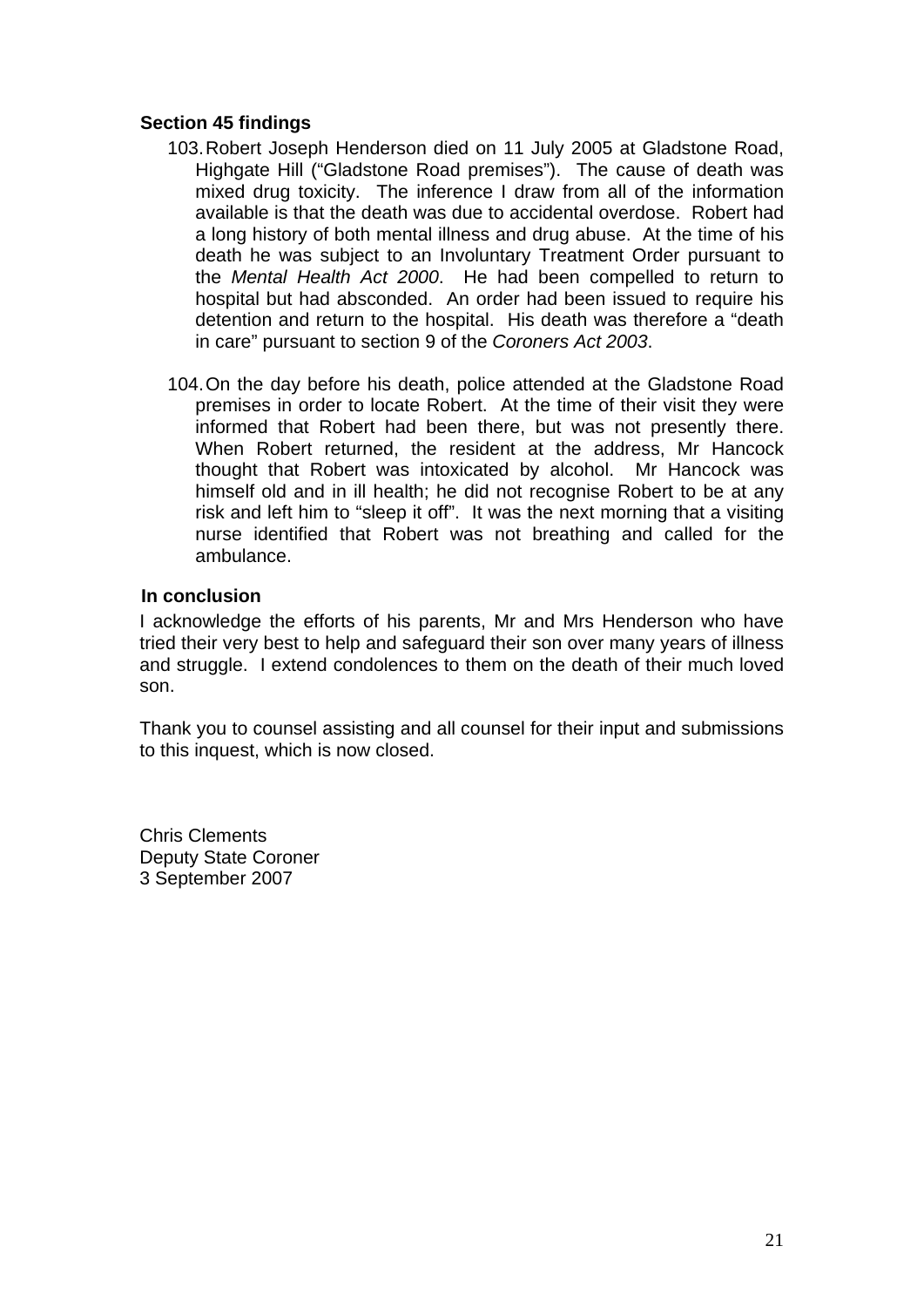### Section 45 findings

103. Robert Joseph Henderson died on 11 July 2005 at Gladstone Road, Highgate Hill ("Gladstone Road premises"). The cause of death was mixed drug toxicity. The inference I draw from all of the information available is that the death was due to accidental overdose. Robert had a long history of both mental illness and drug abuse. At the time of his death he was subject to an Involuntary Treatment Order pursuant to the *Mental Health Act 2000*. He had been compelled to return to hospital but had absconded. An order had been issued to require his detention and return to the hospital. His death was therefore a "death in care" pursuant to section 9 of the *Coroners Act 2003*.

104. On the day before his death, police attended at the Gladstone Road premises in order to locate Robert. At the time of their visit they were informed that Robert had been there, but was not presently there. When Robert returned, the resident at the address, Mr Hancock thought that Robert was intoxicated by alcohol. Mr Hancock was himself old and in ill health; he did not recognise Robert to be at any risk and left him to "sleep it off". It was the next morning that a visiting nurse identified that Robert was not breathing and called for the ambulance.

### In conclusion

I acknowledge the efforts of his parents, Mr and Mrs Henderson who have tried their very best to help and safeguard their son over many years of illness and struggle. I extend condolences to them on the death of their much loved son.

Thank you to counsel assisting and all counsel for their input and submissions to this inquest, which is now closed.

Chris Clements  
Deputy State Coroner  
3 September 2007